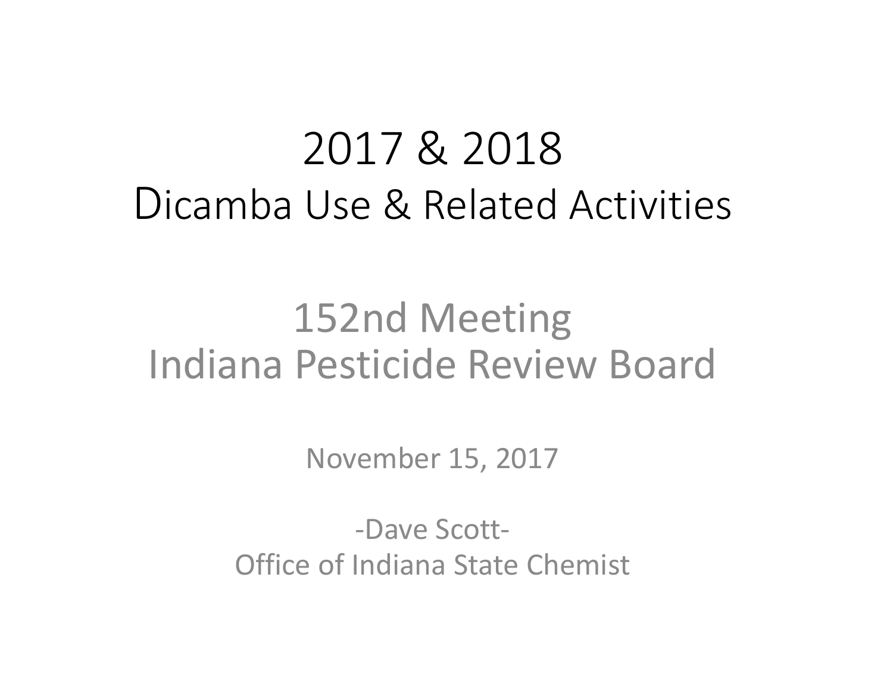# 2017 & 2018
# Dicamba Use & Related Activities

## 152nd Meeting
## Indiana Pesticide Review Board

November 15, 2017

-Dave Scott-
Office of Indiana State Chemist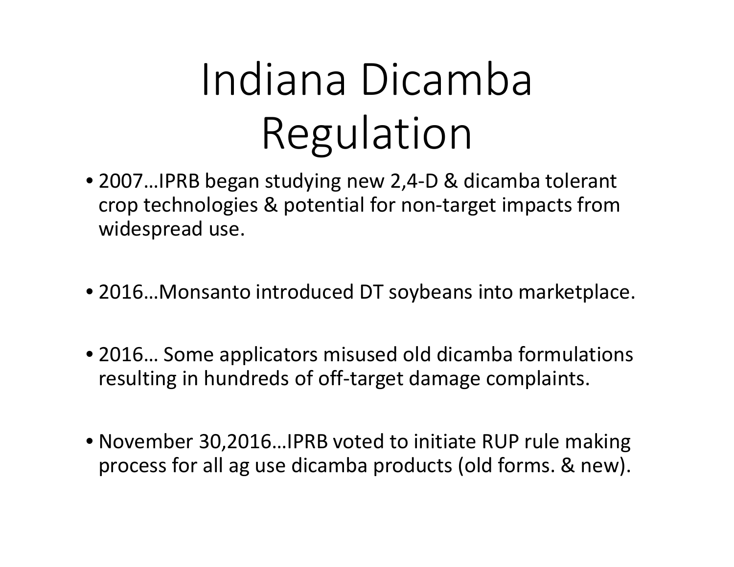# Indiana Dicamba Regulation

- 2007…IPRB began studying new 2,4-D & dicamba tolerant crop technologies & potential for non-target impacts from widespread use.

- 2016…Monsanto introduced DT soybeans into marketplace.

- 2016… Some applicators misused old dicamba formulations resulting in hundreds of off-target damage complaints.

- November 30,2016…IPRB voted to initiate RUP rule making process for all ag use dicamba products (old forms. & new).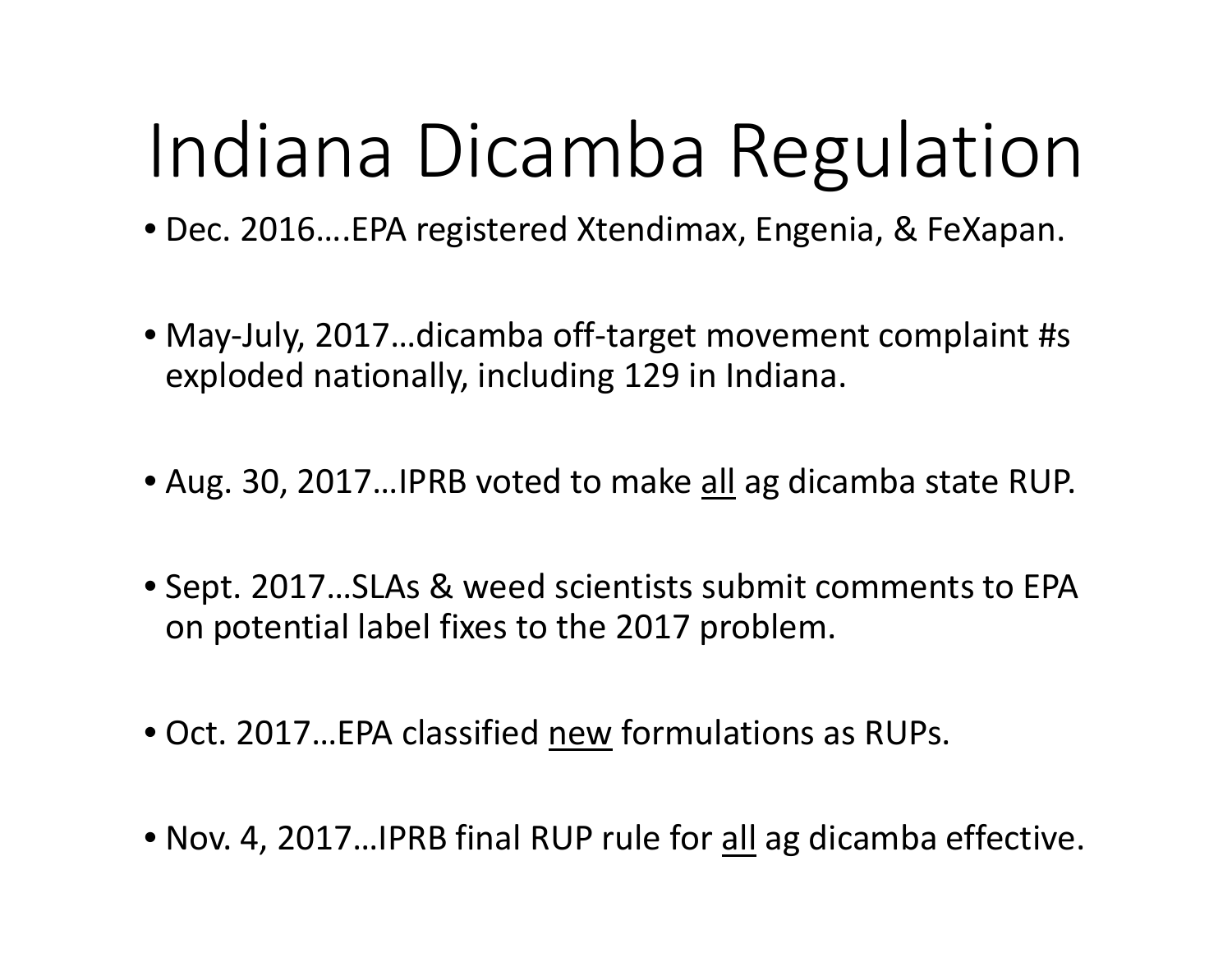# Indiana Dicamba Regulation

- Dec. 2016….EPA registered Xtendimax, Engenia, & FeXapan.
- May-July, 2017…dicamba off-target movement complaint #s exploded nationally, including 129 in Indiana.
- Aug. 30, 2017…IPRB voted to make <u>all</u> ag dicamba state RUP.
- Sept. 2017…SLAs & weed scientists submit comments to EPA on potential label fixes to the 2017 problem.
- Oct. 2017…EPA classified <u>new</u> formulations as RUPs.
- Nov. 4, 2017…IPRB final RUP rule for <u>all</u> ag dicamba effective.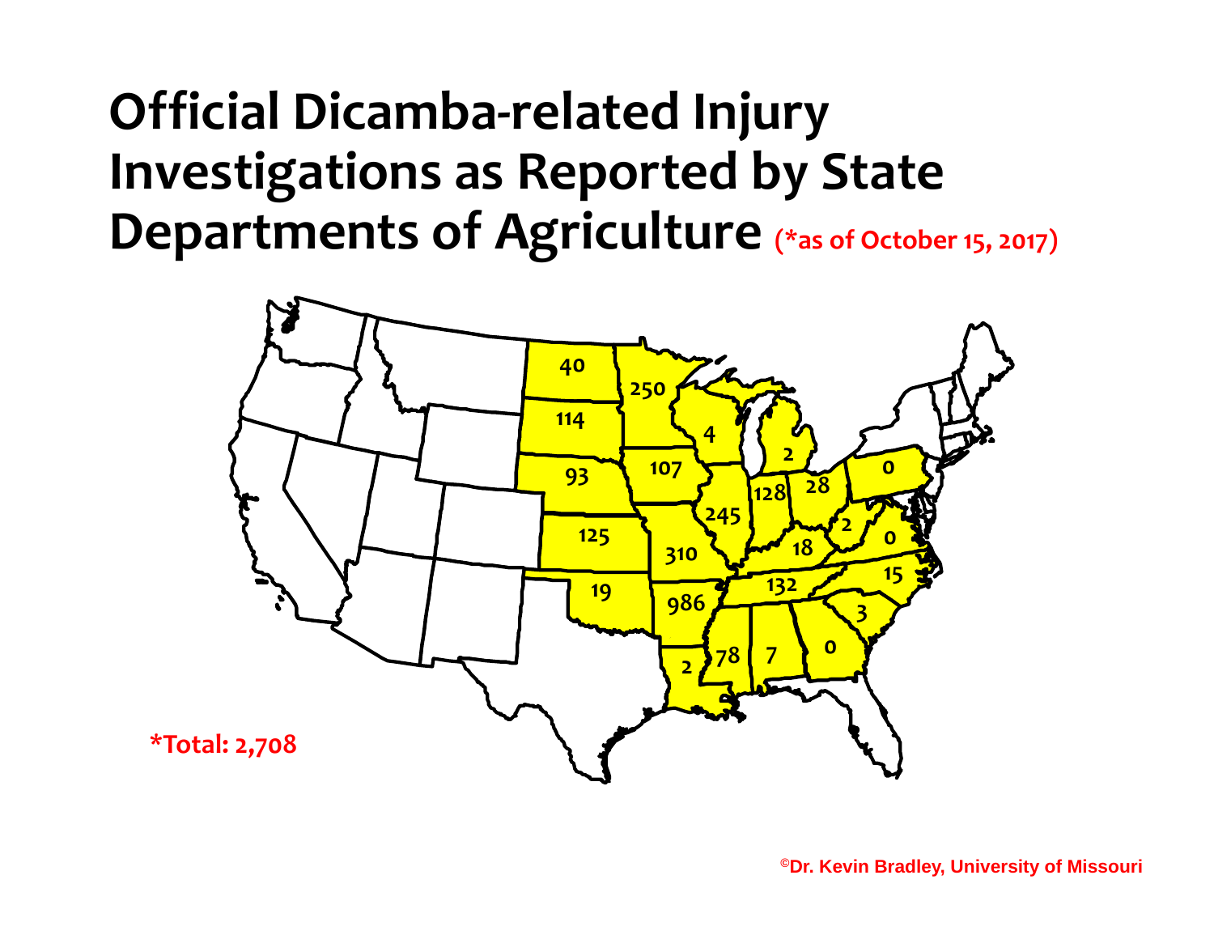# Official Dicamba-related Injury Investigations as Reported by State Departments of Agriculture (*as of October 15, 2017)

| State | Investigations |
| --- | --- |
| North Dakota | 40 |
| South Dakota | 114 |
| Nebraska | 93 |
| Kansas | 125 |
| Oklahoma | 19 |
| Minnesota | 250 |
| Iowa | 107 |
| Missouri | 310 |
| Arkansas | 986 |
| Louisiana | 2 |
| Wisconsin | 4 |
| Illinois | 245 |
| Mississippi | 78 |
| Michigan | 2 |
| Indiana | 128 |
| Kentucky | 18 |
| Tennessee | 132 |
| Alabama | 7 |
| Ohio | 28 |
| West Virginia | 2 |
| Georgia | 0 |
| Pennsylvania | 0 |
| Virginia | 0 |
| North Carolina | 15 |
| South Carolina | 3 |

*Total: 2,708

©Dr. Kevin Bradley, University of Missouri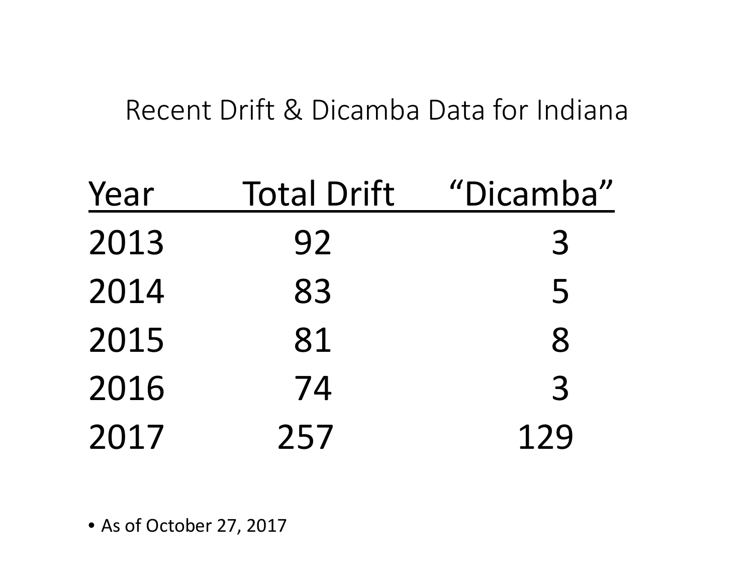# Recent Drift & Dicamba Data for Indiana

| Year | Total Drift | “Dicamba” |
|---|---|---|
| 2013 | 92 | 3 |
| 2014 | 83 | 5 |
| 2015 | 81 | 8 |
| 2016 | 74 | 3 |
| 2017 | 257 | 129 |

- As of October 27, 2017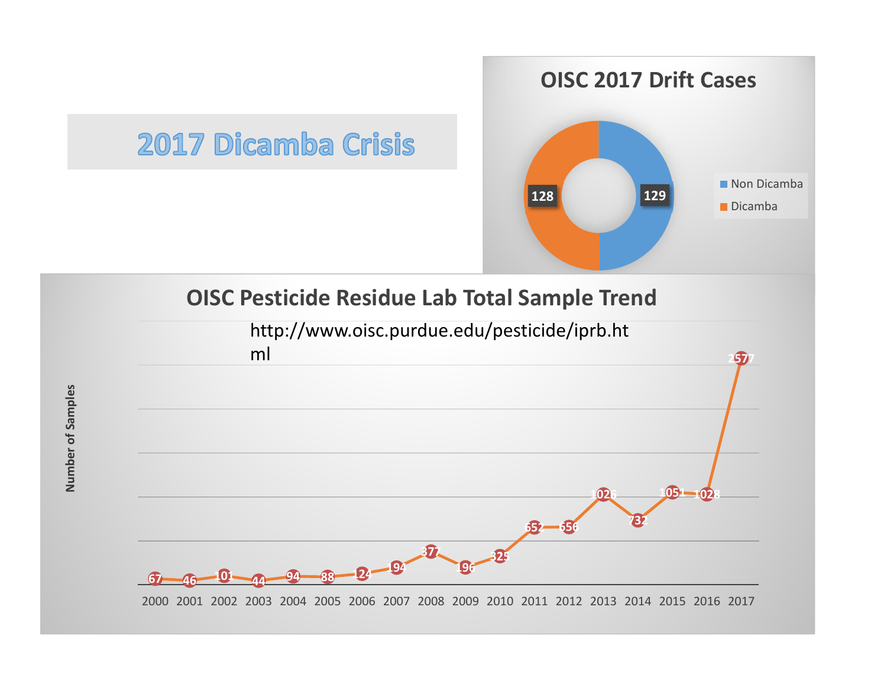# 2017 Dicamba Crisis

## OISC 2017 Drift Cases

| Category | Cases |
|---|---|
| Non Dicamba | 129 |
| Dicamba | 128 |

## OISC Pesticide Residue Lab Total Sample Trend

http://www.oisc.purdue.edu/pesticide/iprb.html

| Year | Number of Samples |
|---|---|
| 2000 | 67 |
| 2001 | 46 |
| 2002 | 101 |
| 2003 | 44 |
| 2004 | 94 |
| 2005 | 88 |
| 2006 | 124 |
| 2007 | 194 |
| 2008 | 377 |
| 2009 | 196 |
| 2010 | 325 |
| 2011 | 652 |
| 2012 | 656 |
| 2013 | 1026 |
| 2014 | 732 |
| 2015 | 1051 |
| 2016 | 1028 |
| 2017 | 2577 |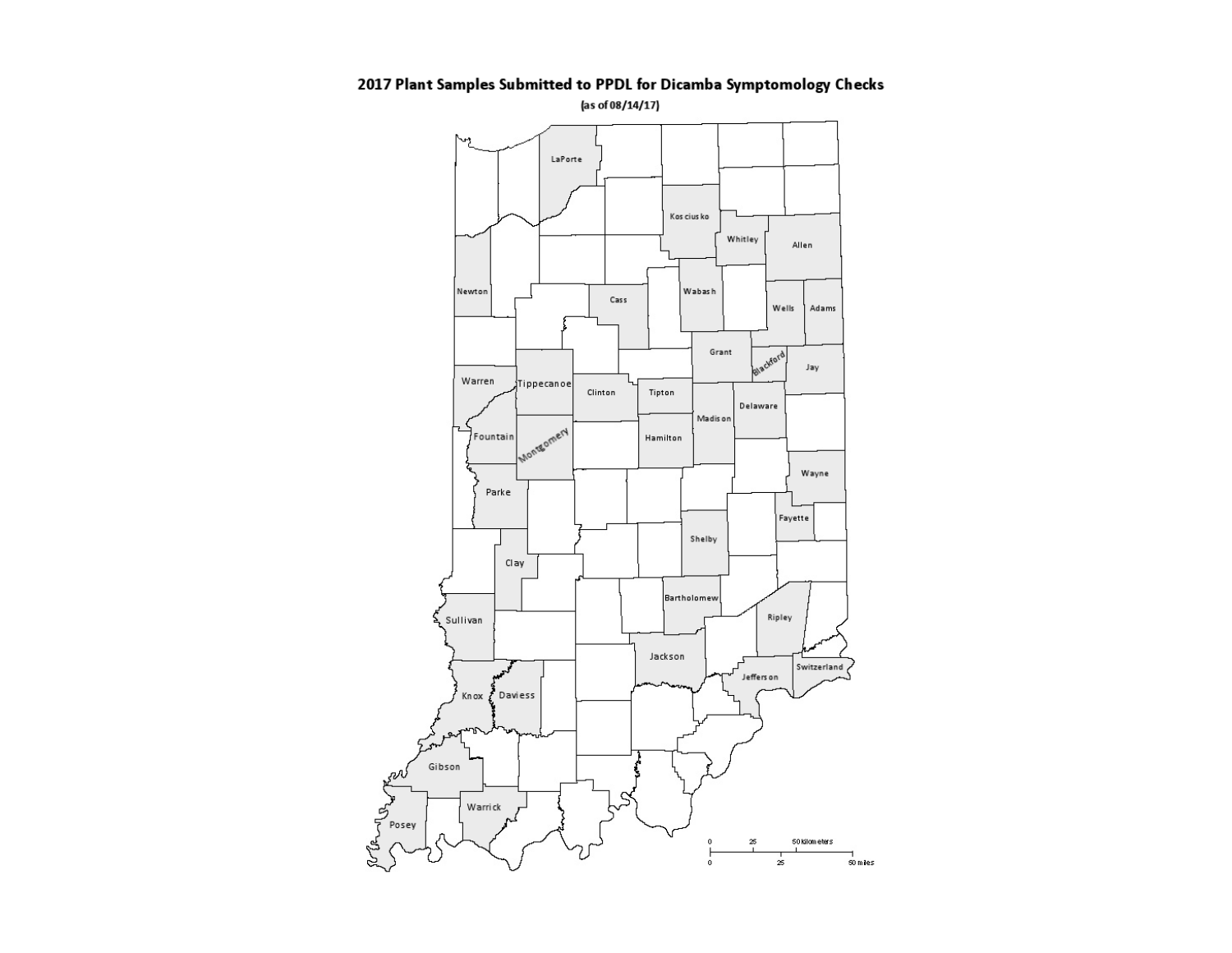# 2017 Plant Samples Submitted to PPDL for Dicamba Symptomology Checks

(as of 08/14/17)

LaPorte

Kosciusko

Whitley

Allen

Newton

Cass

Wabash

Wells

Adams

Grant

Blackford

Jay

Warren

Tippecanoe

Clinton

Tipton

Madison

Delaware

Fountain

Montgomery

Hamilton

Wayne

Parke

Fayette

Shelby

Clay

Bartholomew

Ripley

Sullivan

Jackson

Jefferson

Switzerland

Knox

Daviess

Gibson

Warrick

Posey

0 25 50 Kilometers

0 25 50 miles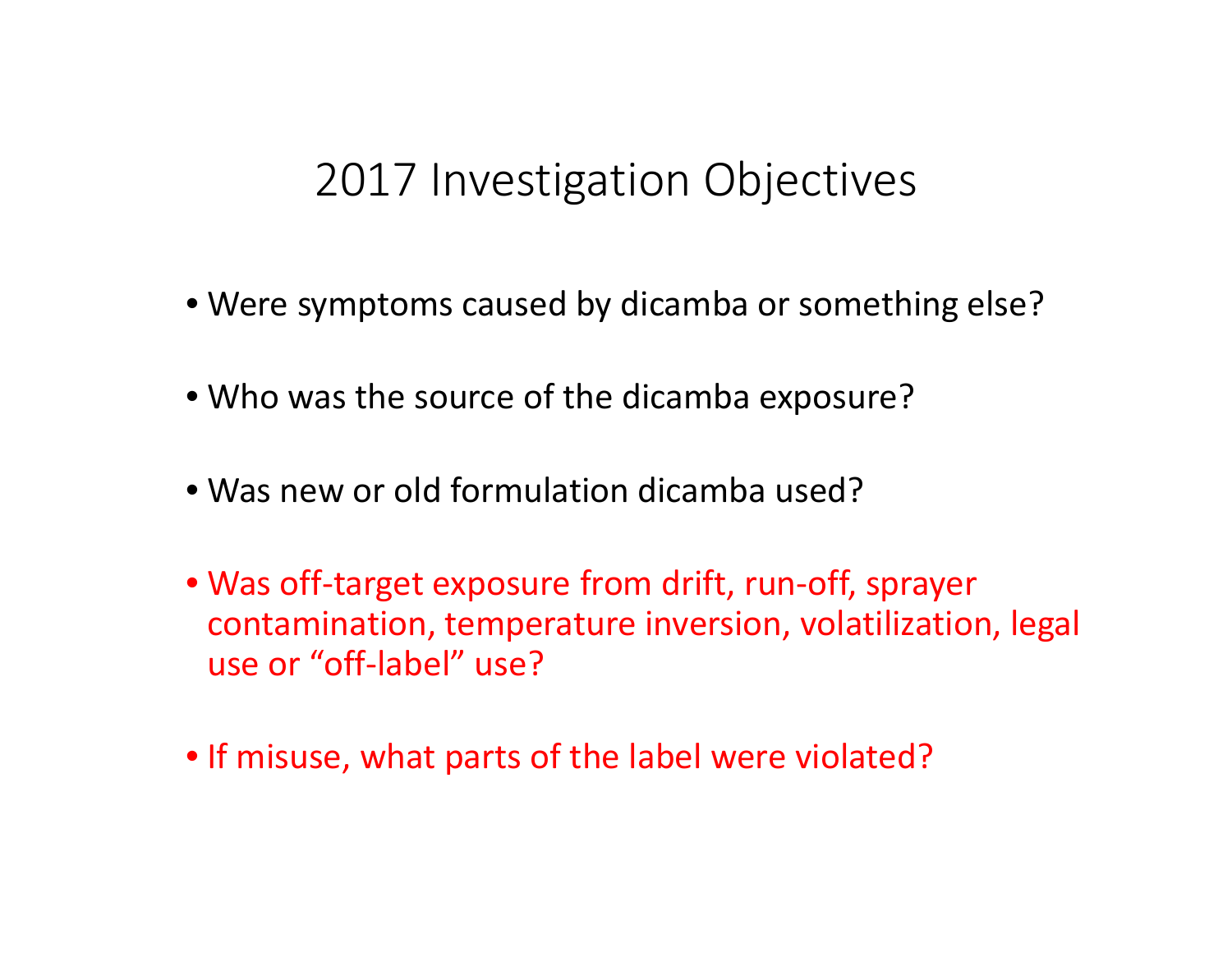# 2017 Investigation Objectives

- Were symptoms caused by dicamba or something else?
- Who was the source of the dicamba exposure?
- Was new or old formulation dicamba used?
- Was off-target exposure from drift, run-off, sprayer contamination, temperature inversion, volatilization, legal use or "off-label" use?
- If misuse, what parts of the label were violated?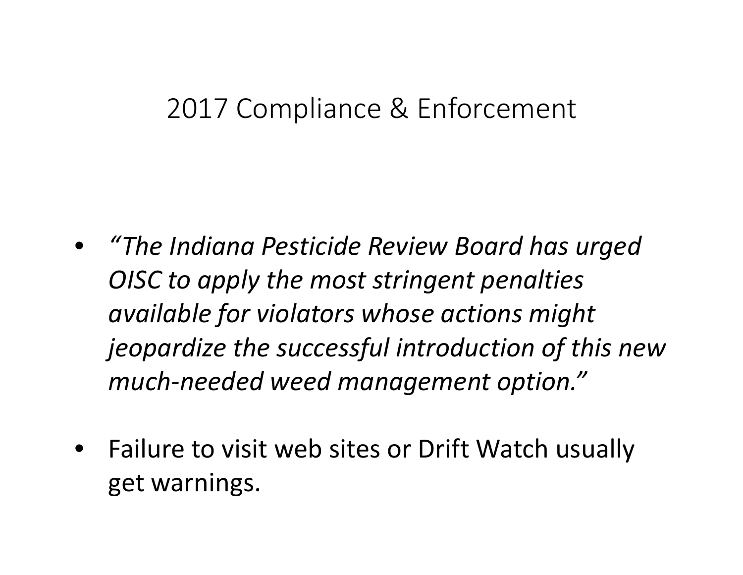# 2017 Compliance & Enforcement

- *"The Indiana Pesticide Review Board has urged OISC to apply the most stringent penalties available for violators whose actions might jeopardize the successful introduction of this new much-needed weed management option."*
- Failure to visit web sites or Drift Watch usually get warnings.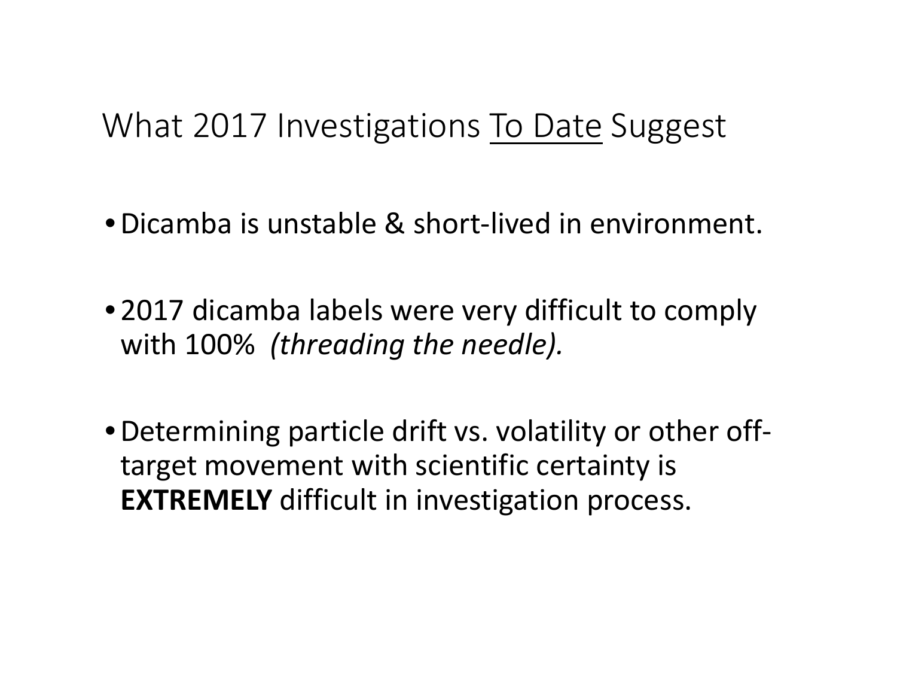# What 2017 Investigations To Date Suggest

- Dicamba is unstable & short-lived in environment.
- 2017 dicamba labels were very difficult to comply with 100% *(threading the needle).*
- Determining particle drift vs. volatility or other off-target movement with scientific certainty is **EXTREMELY** difficult in investigation process.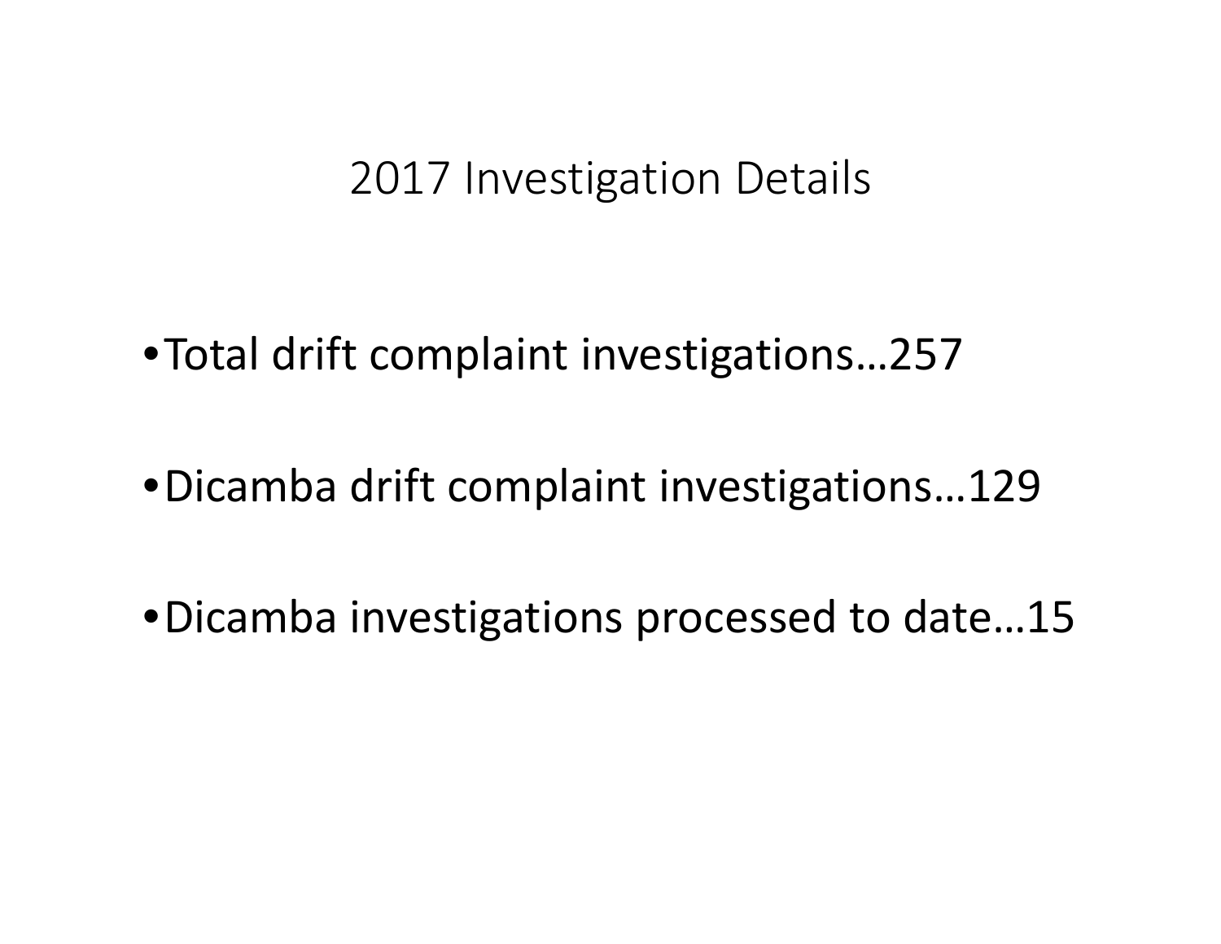# 2017 Investigation Details

- Total drift complaint investigations…257
- Dicamba drift complaint investigations…129
- Dicamba investigations processed to date…15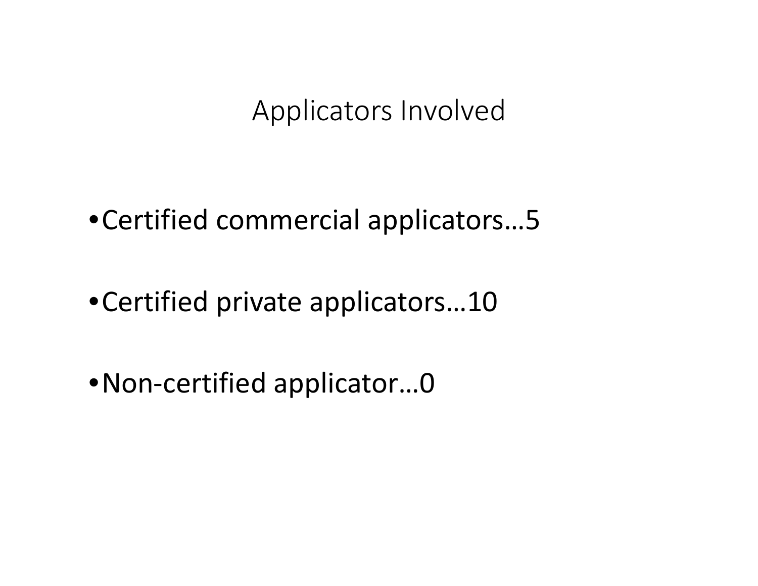# Applicators Involved

- Certified commercial applicators…5
- Certified private applicators…10
- Non-certified applicator…0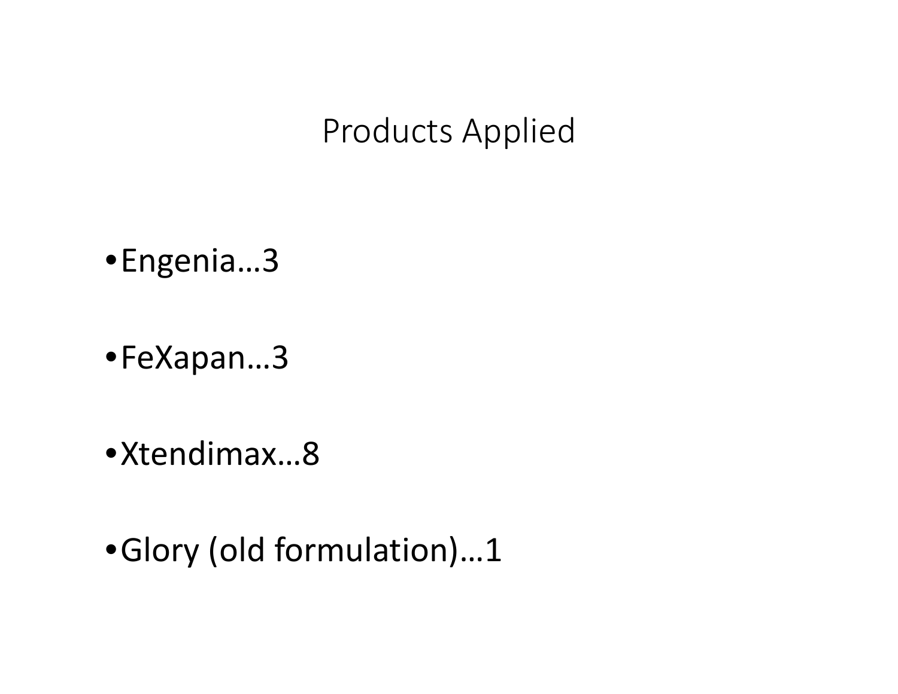# Products Applied

- Engenia…3
- FeXapan…3
- Xtendimax…8
- Glory (old formulation)…1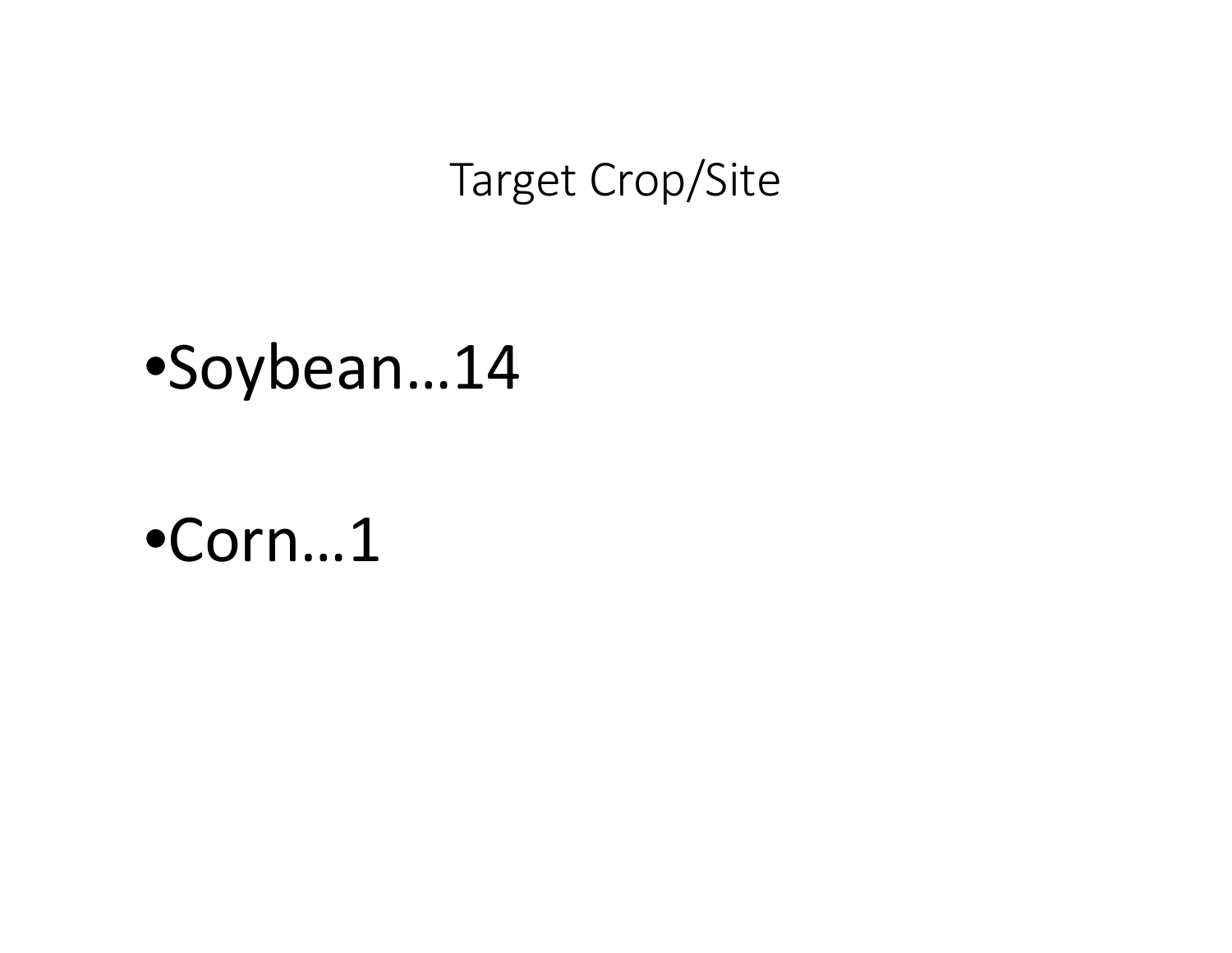# Target Crop/Site

- Soybean…14
- Corn…1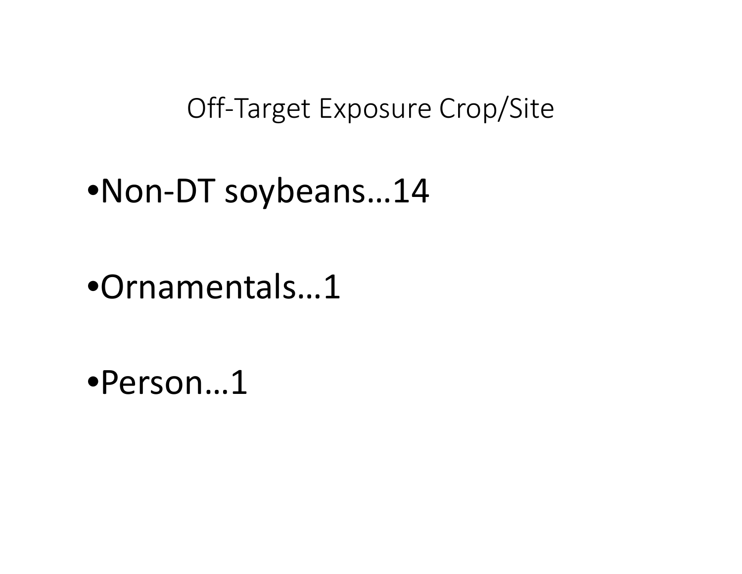# Off-Target Exposure Crop/Site

- Non-DT soybeans…14
- Ornamentals…1
- Person…1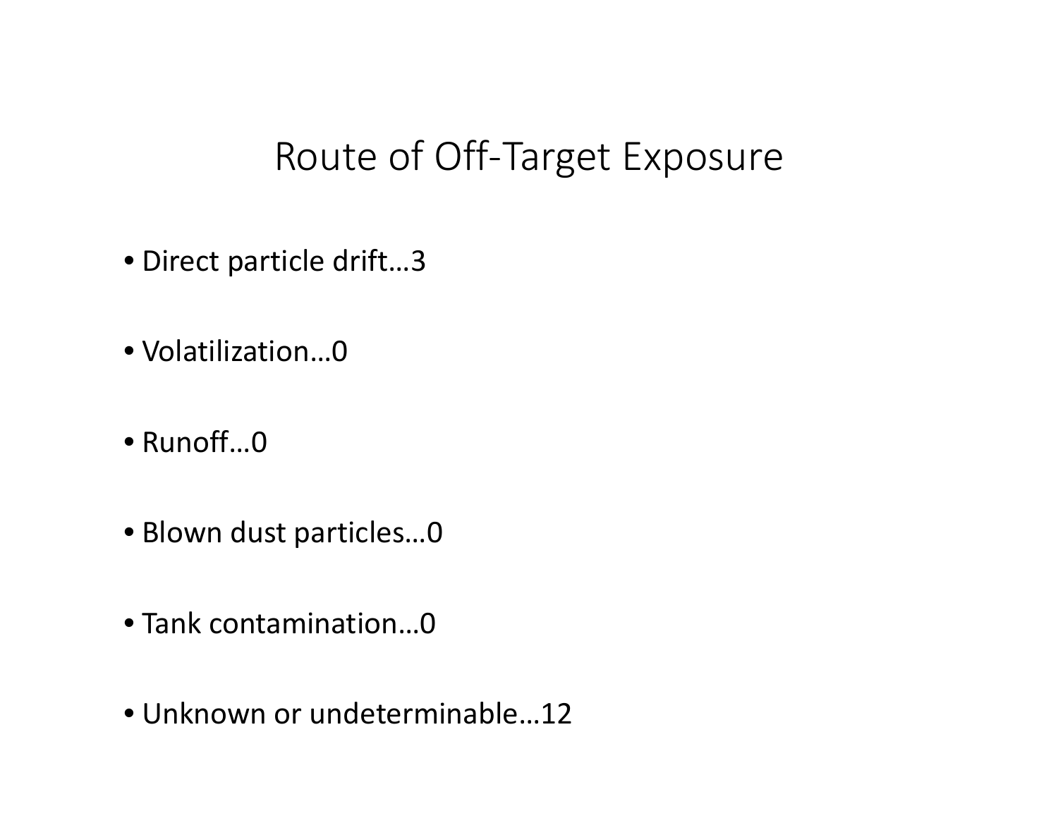# Route of Off-Target Exposure

- Direct particle drift…3
- Volatilization…0
- Runoff…0
- Blown dust particles…0
- Tank contamination…0
- Unknown or undeterminable…12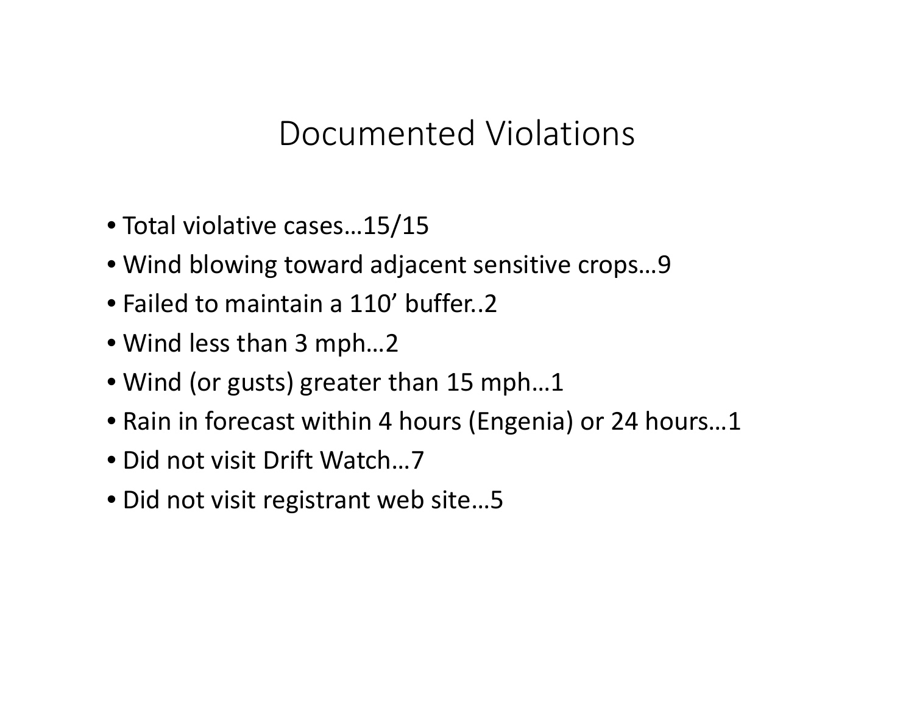# Documented Violations

- Total violative cases…15/15
- Wind blowing toward adjacent sensitive crops…9
- Failed to maintain a 110’ buffer..2
- Wind less than 3 mph…2
- Wind (or gusts) greater than 15 mph…1
- Rain in forecast within 4 hours (Engenia) or 24 hours…1
- Did not visit Drift Watch…7
- Did not visit registrant web site…5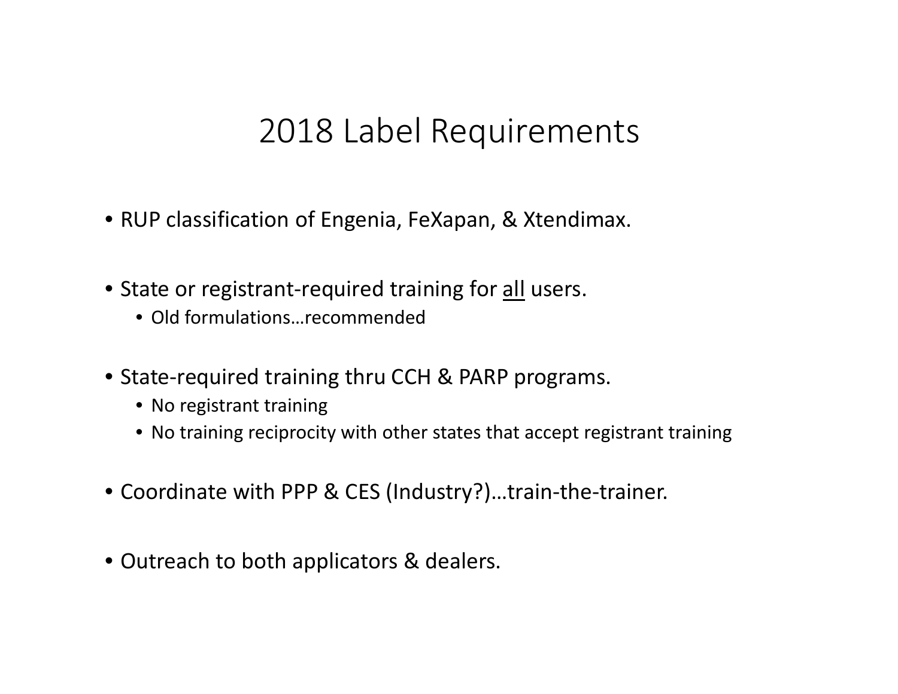# 2018 Label Requirements

- RUP classification of Engenia, FeXapan, & Xtendimax.
- State or registrant-required training for <u>all</u> users.
  - Old formulations…recommended
- State-required training thru CCH & PARP programs.
  - No registrant training
  - No training reciprocity with other states that accept registrant training
- Coordinate with PPP & CES (Industry?)…train-the-trainer.
- Outreach to both applicators & dealers.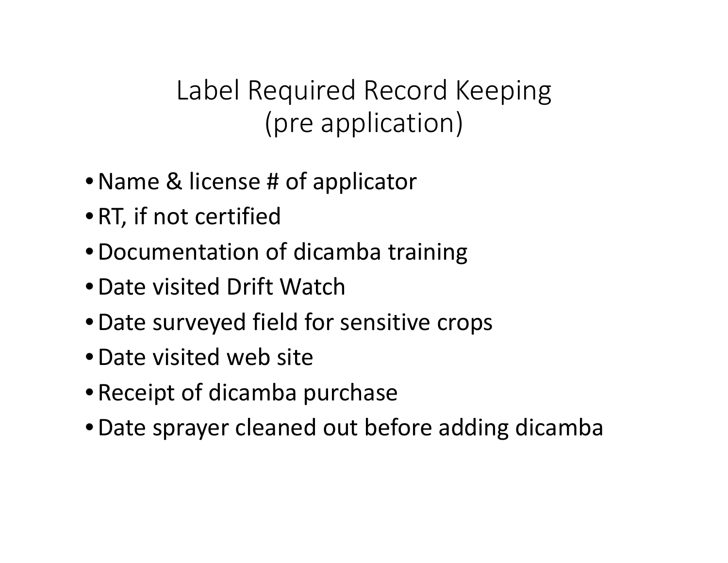# Label Required Record Keeping (pre application)

- Name & license # of applicator
- RT, if not certified
- Documentation of dicamba training
- Date visited Drift Watch
- Date surveyed field for sensitive crops
- Date visited web site
- Receipt of dicamba purchase
- Date sprayer cleaned out before adding dicamba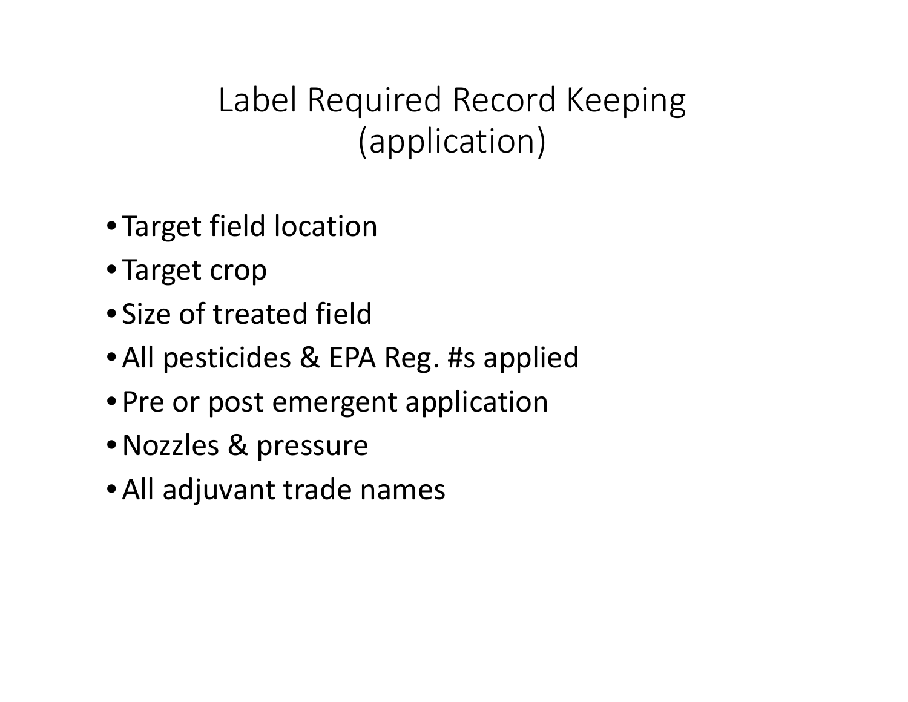# Label Required Record Keeping (application)

- Target field location
- Target crop
- Size of treated field
- All pesticides & EPA Reg. #s applied
- Pre or post emergent application
- Nozzles & pressure
- All adjuvant trade names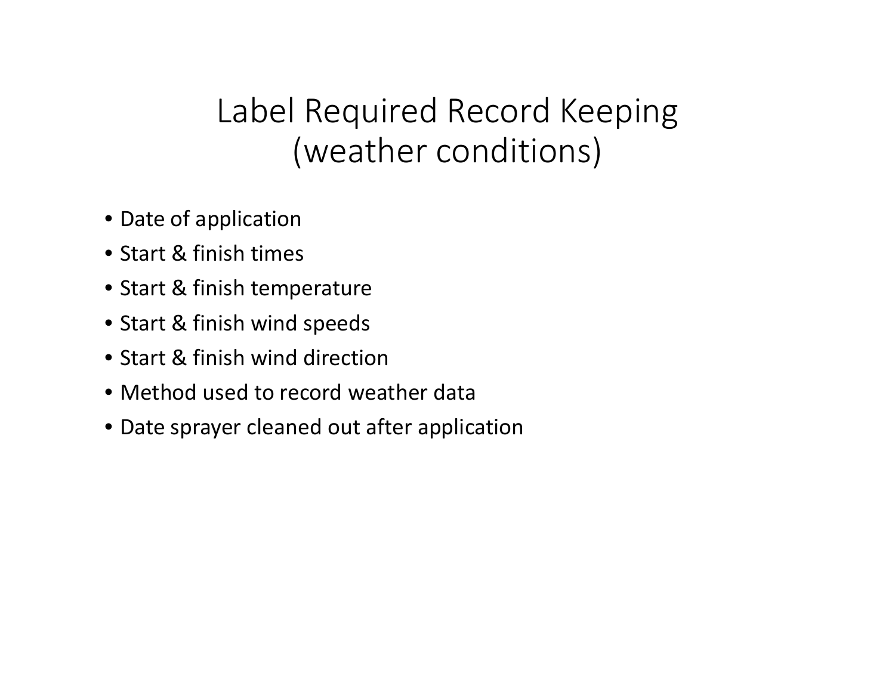# Label Required Record Keeping (weather conditions)

- Date of application
- Start & finish times
- Start & finish temperature
- Start & finish wind speeds
- Start & finish wind direction
- Method used to record weather data
- Date sprayer cleaned out after application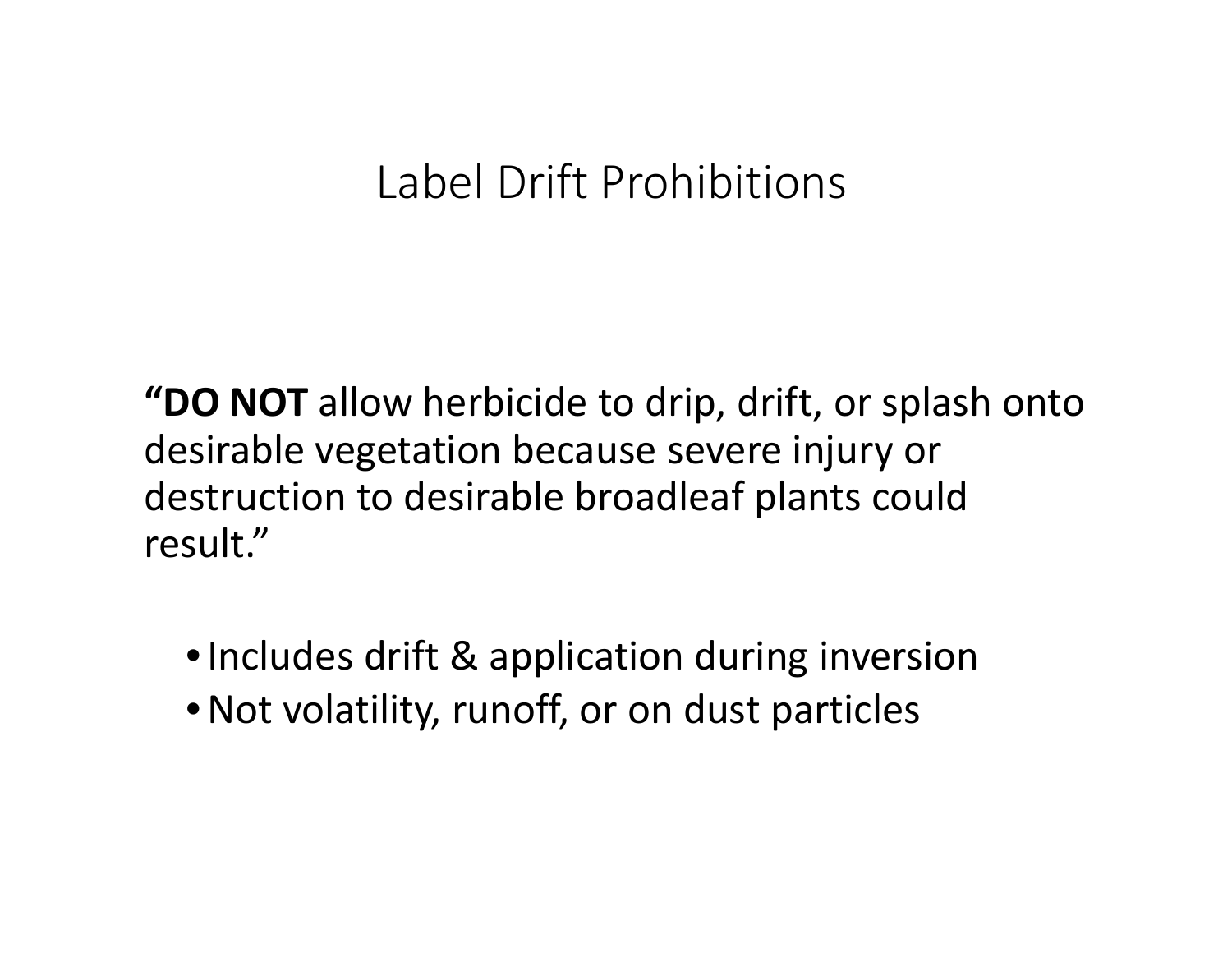# Label Drift Prohibitions

“**DO NOT** allow herbicide to drip, drift, or splash onto desirable vegetation because severe injury or destruction to desirable broadleaf plants could result.”

- Includes drift & application during inversion
- Not volatility, runoff, or on dust particles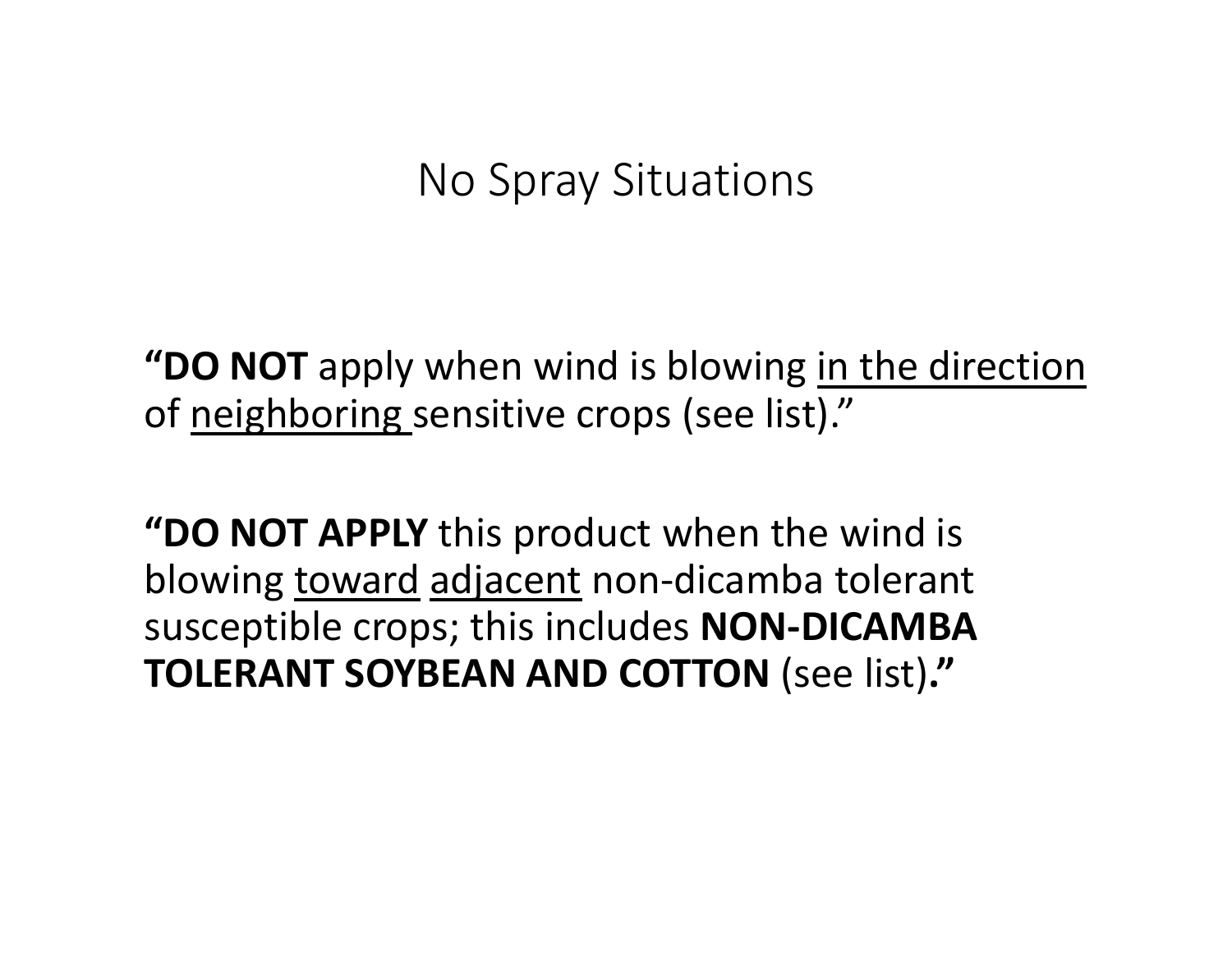# No Spray Situations

**"DO NOT** apply when wind is blowing <u>in the direction</u> of <u>neighboring</u> sensitive crops (see list)."

**"DO NOT APPLY** this product when the wind is blowing <u>toward</u> <u>adjacent</u> non-dicamba tolerant susceptible crops; this includes **NON-DICAMBA TOLERANT SOYBEAN AND COTTON** (see list)**."**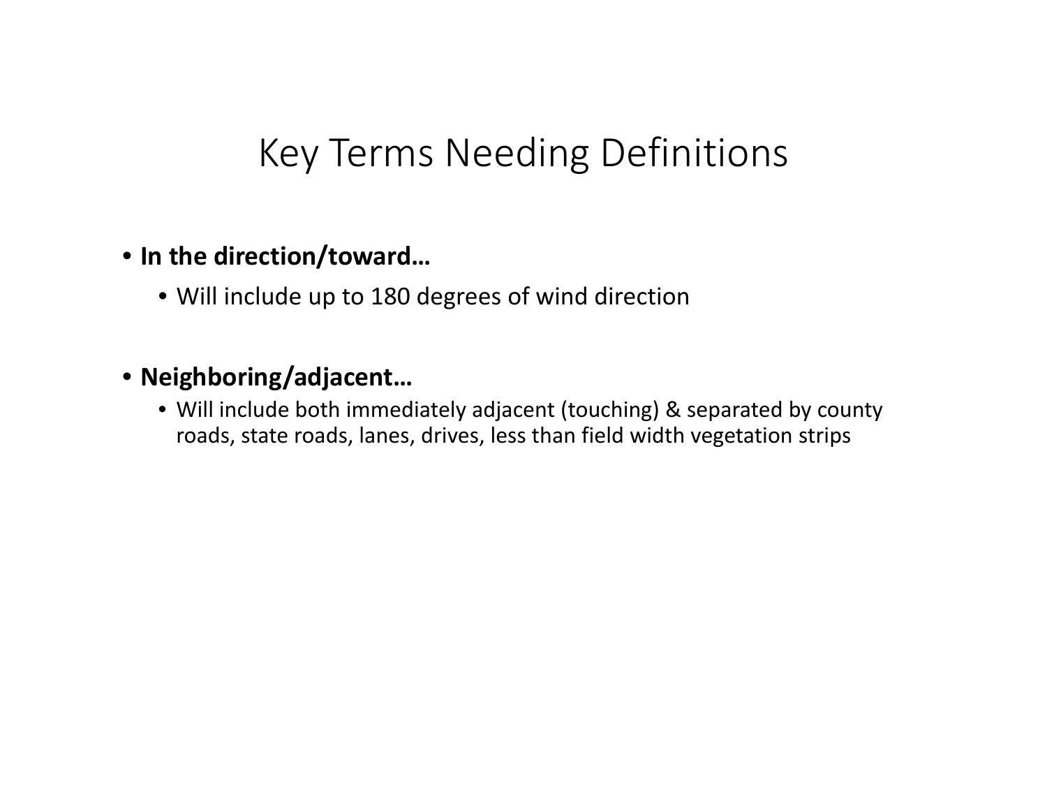# Key Terms Needing Definitions

- **In the direction/toward…**
  - Will include up to 180 degrees of wind direction

- **Neighboring/adjacent…**
  - Will include both immediately adjacent (touching) & separated by county roads, state roads, lanes, drives, less than field width vegetation strips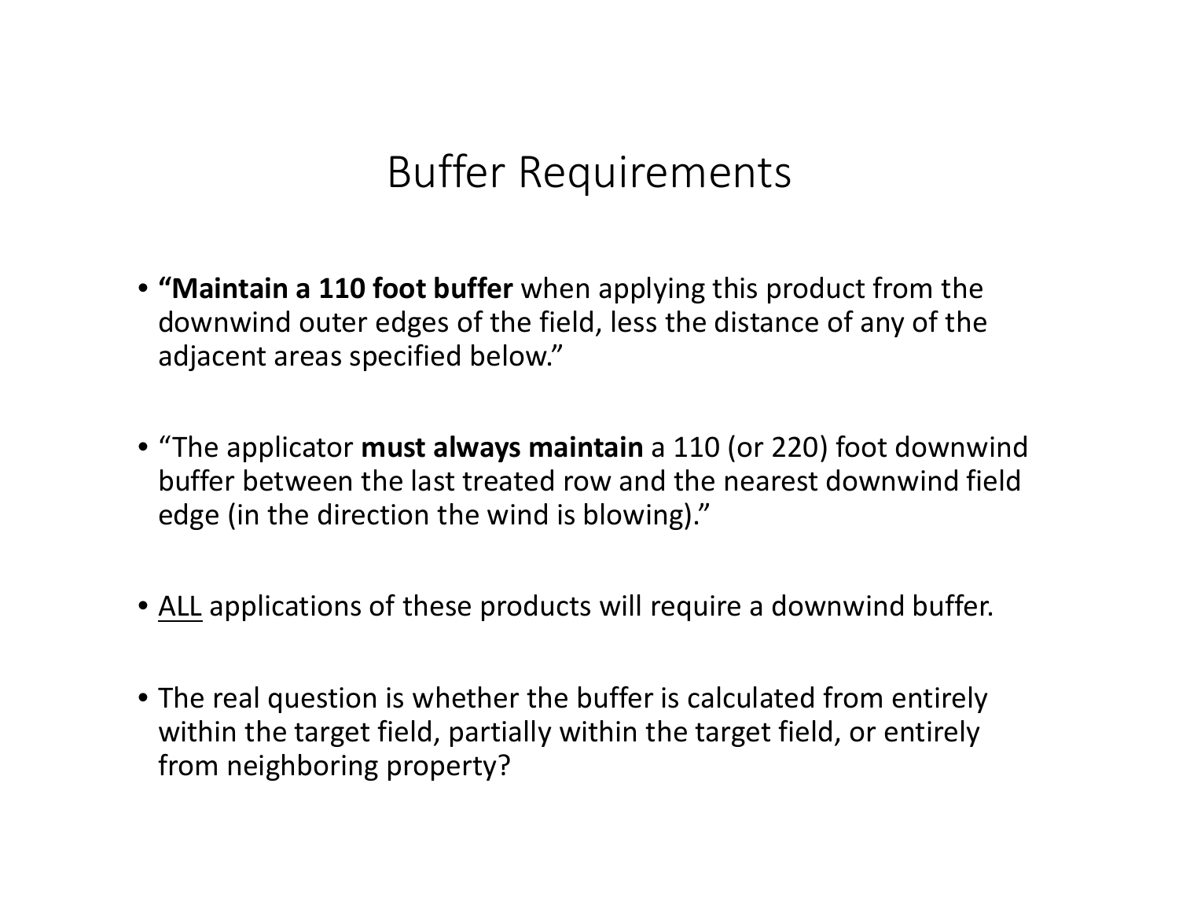# Buffer Requirements

- **“Maintain a 110 foot buffer** when applying this product from the downwind outer edges of the field, less the distance of any of the adjacent areas specified below.”
- “The applicator **must always maintain** a 110 (or 220) foot downwind buffer between the last treated row and the nearest downwind field edge (in the direction the wind is blowing).”
- <u>ALL</u> applications of these products will require a downwind buffer.
- The real question is whether the buffer is calculated from entirely within the target field, partially within the target field, or entirely from neighboring property?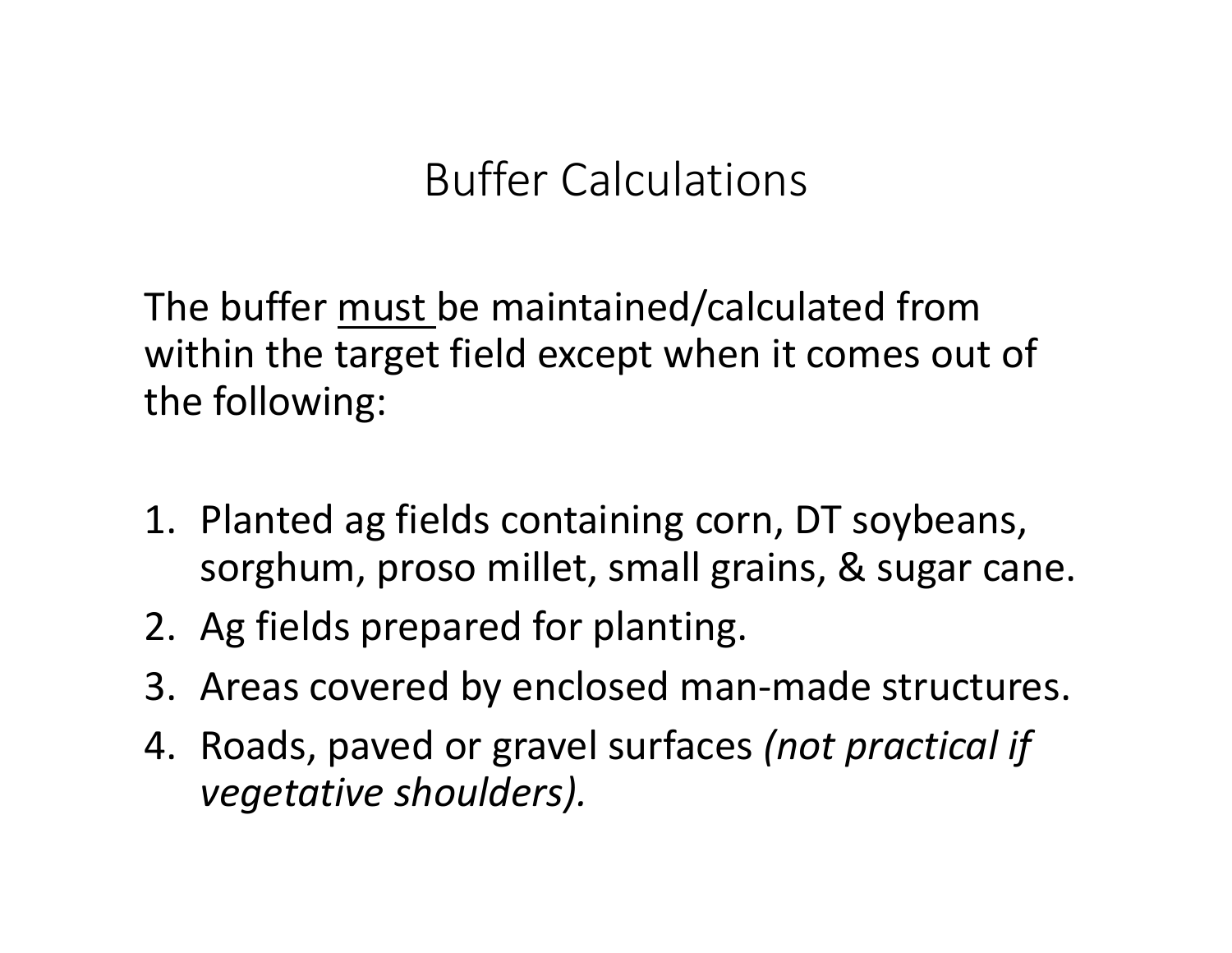# Buffer Calculations

The buffer <u>must</u> be maintained/calculated from within the target field except when it comes out of the following:

1. Planted ag fields containing corn, DT soybeans, sorghum, proso millet, small grains, & sugar cane.
2. Ag fields prepared for planting.
3. Areas covered by enclosed man-made structures.
4. Roads, paved or gravel surfaces *(not practical if vegetative shoulders).*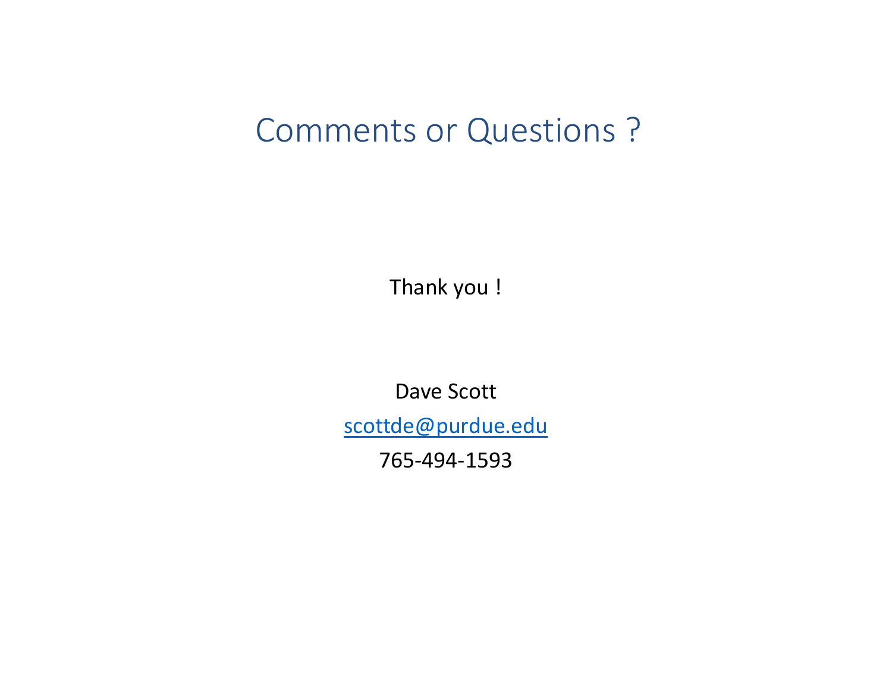# Comments or Questions ?

Thank you !

Dave Scott

scottde@purdue.edu

765-494-1593